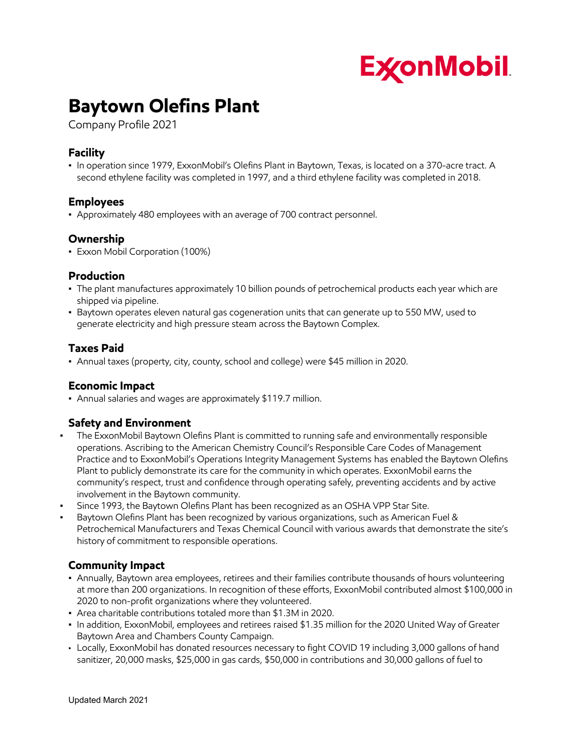ExxonMobil

# Baytown Olefins Plant

Company Profile 2021

## Facility

- In operation since 1979, ExxonMobil's Olefins Plant in Baytown, Texas, is located on a 370-acre tract. A second ethylene facility was completed in 1997, and a third ethylene facility was completed in 2018.

## Employees

- Approximately 480 employees with an average of 700 contract personnel.

## Ownership

- Exxon Mobil Corporation (100%)

## Production

- The plant manufactures approximately 10 billion pounds of petrochemical products each year which are shipped via pipeline.
- Baytown operates eleven natural gas cogeneration units that can generate up to 550 MW, used to generate electricity and high pressure steam across the Baytown Complex.

## Taxes Paid

- Annual taxes (property, city, county, school and college) were $45 million in 2020.

## Economic Impact

- Annual salaries and wages are approximately $119.7 million.

## Safety and Environment

- The ExxonMobil Baytown Olefins Plant is committed to running safe and environmentally responsible operations. Ascribing to the American Chemistry Council's Responsible Care Codes of Management Practice and to ExxonMobil's Operations Integrity Management Systems has enabled the Baytown Olefins Plant to publicly demonstrate its care for the community in which operates. ExxonMobil earns the community's respect, trust and confidence through operating safely, preventing accidents and by active involvement in the Baytown community.
- Since 1993, the Baytown Olefins Plant has been recognized as an OSHA VPP Star Site.
- Baytown Olefins Plant has been recognized by various organizations, such as American Fuel & Petrochemical Manufacturers and Texas Chemical Council with various awards that demonstrate the site's history of commitment to responsible operations.

## Community Impact

- Annually, Baytown area employees, retirees and their families contribute thousands of hours volunteering at more than 200 organizations. In recognition of these efforts, ExxonMobil contributed almost $100,000 in 2020 to non-profit organizations where they volunteered.
- Area charitable contributions totaled more than $1.3M in 2020.
- In addition, ExxonMobil, employees and retirees raised $1.35 million for the 2020 United Way of Greater Baytown Area and Chambers County Campaign.
- Locally, ExxonMobil has donated resources necessary to fight COVID 19 including 3,000 gallons of hand sanitizer, 20,000 masks, $25,000 in gas cards, $50,000 in contributions and 30,000 gallons of fuel to

Updated March 2021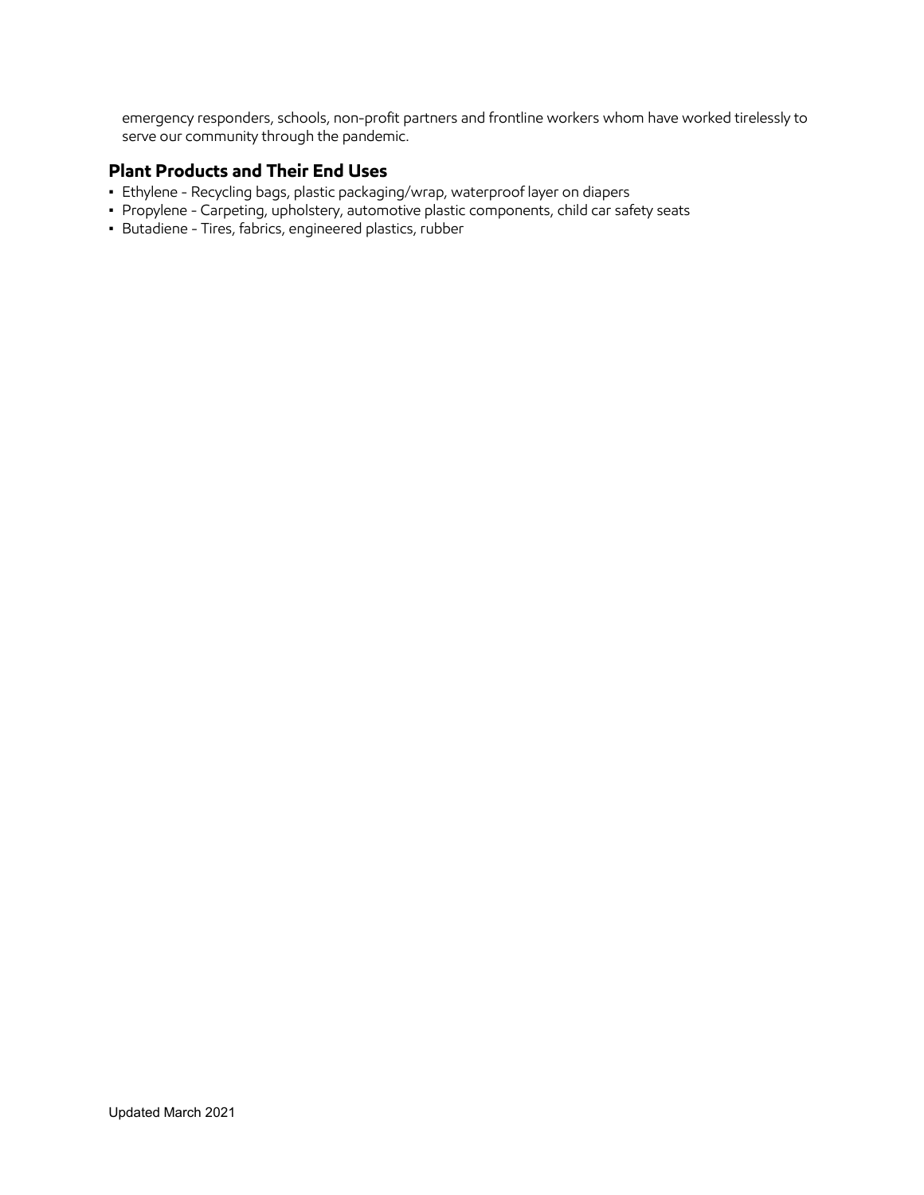emergency responders, schools, non-profit partners and frontline workers whom have worked tirelessly to serve our community through the pandemic.

## Plant Products and Their End Uses

- Ethylene - Recycling bags, plastic packaging/wrap, waterproof layer on diapers
- Propylene - Carpeting, upholstery, automotive plastic components, child car safety seats
- Butadiene - Tires, fabrics, engineered plastics, rubber

Updated March 2021